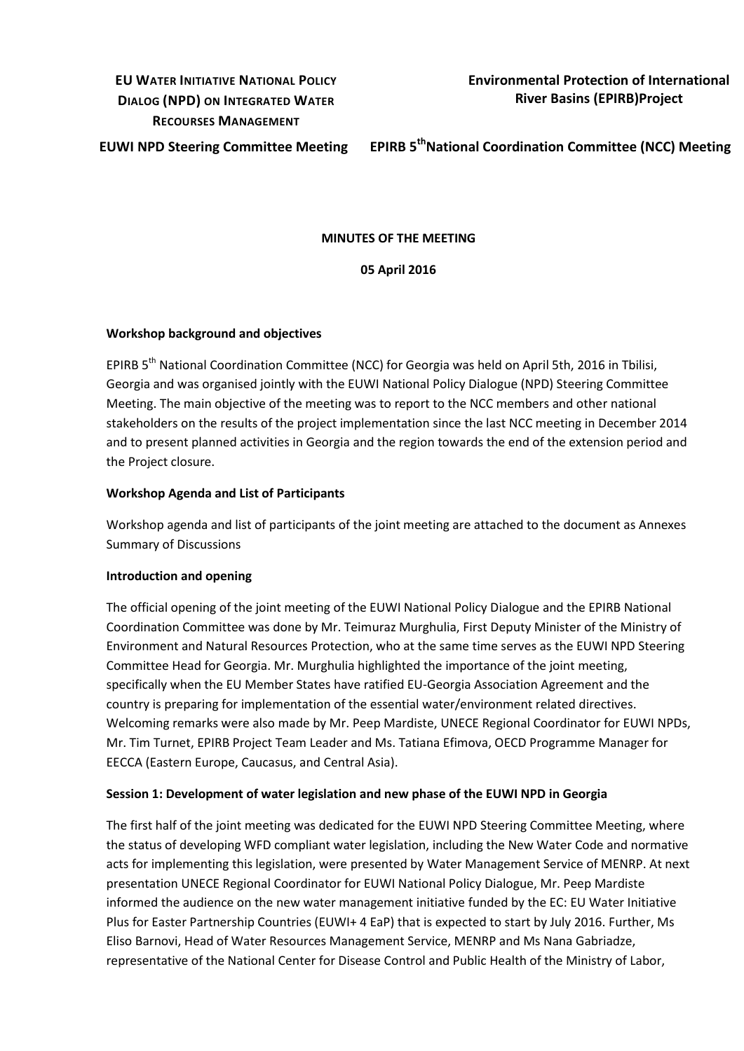**EU WATER INITIATIVE NATIONAL POLICY DIALOG (NPD) ON INTEGRATED WATER RECOURSES MANAGEMENT**

**Environmental Protection of International River Basins (EPIRB)Project**

**EUWI NPD Steering Committee Meeting**

**EPIRB 5th National Coordination Committee (NCC) Meeting**

**MINUTES OF THE MEETING**

**05 April 2016**

**Workshop background and objectives**

EPIRB 5th National Coordination Committee (NCC) for Georgia was held on April 5th, 2016 in Tbilisi, Georgia and was organised jointly with the EUWI National Policy Dialogue (NPD) Steering Committee Meeting. The main objective of the meeting was to report to the NCC members and other national stakeholders on the results of the project implementation since the last NCC meeting in December 2014 and to present planned activities in Georgia and the region towards the end of the extension period and the Project closure.

**Workshop Agenda and List of Participants**

Workshop agenda and list of participants of the joint meeting are attached to the document as Annexes Summary of Discussions

**Introduction and opening**

The official opening of the joint meeting of the EUWI National Policy Dialogue and the EPIRB National Coordination Committee was done by Mr. Teimuraz Murghulia, First Deputy Minister of the Ministry of Environment and Natural Resources Protection, who at the same time serves as the EUWI NPD Steering Committee Head for Georgia. Mr. Murghulia highlighted the importance of the joint meeting, specifically when the EU Member States have ratified EU-Georgia Association Agreement and the country is preparing for implementation of the essential water/environment related directives. Welcoming remarks were also made by Mr. Peep Mardiste, UNECE Regional Coordinator for EUWI NPDs, Mr. Tim Turnet, EPIRB Project Team Leader and Ms. Tatiana Efimova, OECD Programme Manager for EECCA (Eastern Europe, Caucasus, and Central Asia).

**Session 1: Development of water legislation and new phase of the EUWI NPD in Georgia**

The first half of the joint meeting was dedicated for the EUWI NPD Steering Committee Meeting, where the status of developing WFD compliant water legislation, including the New Water Code and normative acts for implementing this legislation, were presented by Water Management Service of MENRP. At next presentation UNECE Regional Coordinator for EUWI National Policy Dialogue, Mr. Peep Mardiste informed the audience on the new water management initiative funded by the EC: EU Water Initiative Plus for Easter Partnership Countries (EUWI+ 4 EaP) that is expected to start by July 2016. Further, Ms Eliso Barnovi, Head of Water Resources Management Service, MENRP and Ms Nana Gabriadze, representative of the National Center for Disease Control and Public Health of the Ministry of Labor,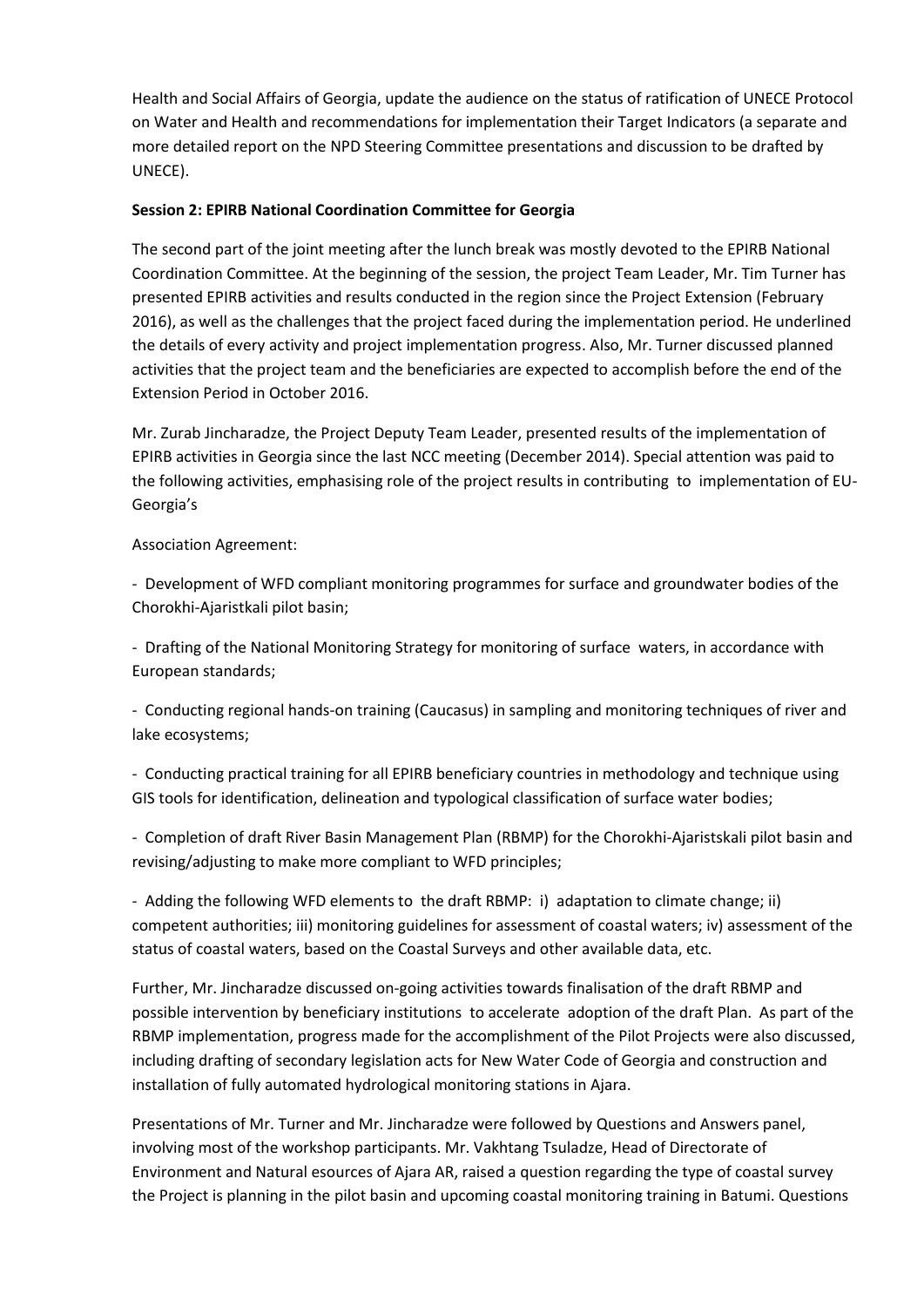Health and Social Affairs of Georgia, update the audience on the status of ratification of UNECE Protocol on Water and Health and recommendations for implementation their Target Indicators (a separate and more detailed report on the NPD Steering Committee presentations and discussion to be drafted by UNECE).

**Session 2: EPIRB National Coordination Committee for Georgia**

The second part of the joint meeting after the lunch break was mostly devoted to the EPIRB National Coordination Committee. At the beginning of the session, the project Team Leader, Mr. Tim Turner has presented EPIRB activities and results conducted in the region since the Project Extension (February 2016), as well as the challenges that the project faced during the implementation period. He underlined the details of every activity and project implementation progress. Also, Mr. Turner discussed planned activities that the project team and the beneficiaries are expected to accomplish before the end of the Extension Period in October 2016.

Mr. Zurab Jincharadze, the Project Deputy Team Leader, presented results of the implementation of EPIRB activities in Georgia since the last NCC meeting (December 2014). Special attention was paid to the following activities, emphasising role of the project results in contributing to implementation of EU-Georgia's

Association Agreement:

- Development of WFD compliant monitoring programmes for surface and groundwater bodies of the Chorokhi-Ajaristkali pilot basin;

- Drafting of the National Monitoring Strategy for monitoring of surface waters, in accordance with European standards;

- Conducting regional hands-on training (Caucasus) in sampling and monitoring techniques of river and lake ecosystems;

- Conducting practical training for all EPIRB beneficiary countries in methodology and technique using GIS tools for identification, delineation and typological classification of surface water bodies;

- Completion of draft River Basin Management Plan (RBMP) for the Chorokhi-Ajaristskali pilot basin and revising/adjusting to make more compliant to WFD principles;

- Adding the following WFD elements to the draft RBMP: i) adaptation to climate change; ii) competent authorities; iii) monitoring guidelines for assessment of coastal waters; iv) assessment of the status of coastal waters, based on the Coastal Surveys and other available data, etc.

Further, Mr. Jincharadze discussed on-going activities towards finalisation of the draft RBMP and possible intervention by beneficiary institutions to accelerate adoption of the draft Plan. As part of the RBMP implementation, progress made for the accomplishment of the Pilot Projects were also discussed, including drafting of secondary legislation acts for New Water Code of Georgia and construction and installation of fully automated hydrological monitoring stations in Ajara.

Presentations of Mr. Turner and Mr. Jincharadze were followed by Questions and Answers panel, involving most of the workshop participants. Mr. Vakhtang Tsuladze, Head of Directorate of Environment and Natural esources of Ajara AR, raised a question regarding the type of coastal survey the Project is planning in the pilot basin and upcoming coastal monitoring training in Batumi. Questions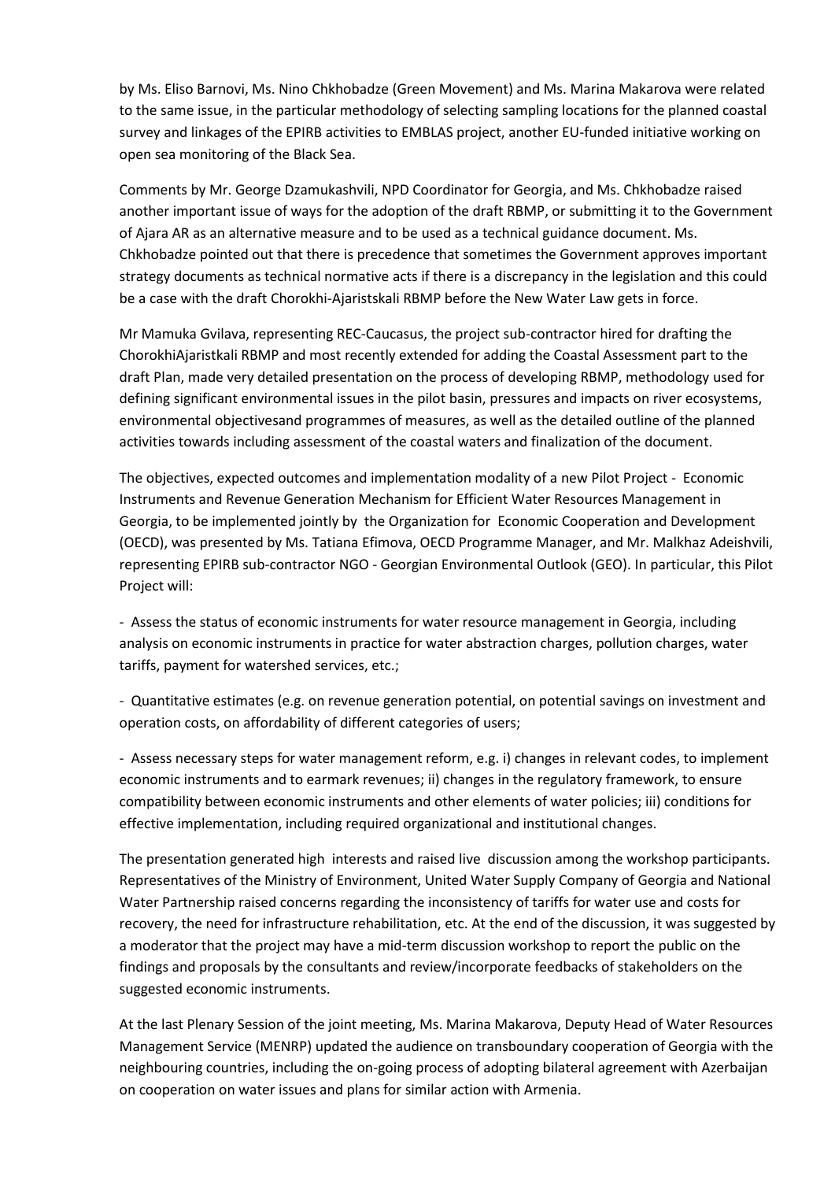by Ms. Eliso Barnovi, Ms. Nino Chkhobadze (Green Movement) and Ms. Marina Makarova were related to the same issue, in the particular methodology of selecting sampling locations for the planned coastal survey and linkages of the EPIRB activities to EMBLAS project, another EU-funded initiative working on open sea monitoring of the Black Sea.

Comments by Mr. George Dzamukashvili, NPD Coordinator for Georgia, and Ms. Chkhobadze raised another important issue of ways for the adoption of the draft RBMP, or submitting it to the Government of Ajara AR as an alternative measure and to be used as a technical guidance document. Ms. Chkhobadze pointed out that there is precedence that sometimes the Government approves important strategy documents as technical normative acts if there is a discrepancy in the legislation and this could be a case with the draft Chorokhi-Ajaristskali RBMP before the New Water Law gets in force.

Mr Mamuka Gvilava, representing REC-Caucasus, the project sub-contractor hired for drafting the ChorokhiAjaristkali RBMP and most recently extended for adding the Coastal Assessment part to the draft Plan, made very detailed presentation on the process of developing RBMP, methodology used for defining significant environmental issues in the pilot basin, pressures and impacts on river ecosystems, environmental objectivesand programmes of measures, as well as the detailed outline of the planned activities towards including assessment of the coastal waters and finalization of the document.

The objectives, expected outcomes and implementation modality of a new Pilot Project - Economic Instruments and Revenue Generation Mechanism for Efficient Water Resources Management in Georgia, to be implemented jointly by the Organization for Economic Cooperation and Development (OECD), was presented by Ms. Tatiana Efimova, OECD Programme Manager, and Mr. Malkhaz Adeishvili, representing EPIRB sub-contractor NGO - Georgian Environmental Outlook (GEO). In particular, this Pilot Project will:

- Assess the status of economic instruments for water resource management in Georgia, including analysis on economic instruments in practice for water abstraction charges, pollution charges, water tariffs, payment for watershed services, etc.;

- Quantitative estimates (e.g. on revenue generation potential, on potential savings on investment and operation costs, on affordability of different categories of users;

- Assess necessary steps for water management reform, e.g. i) changes in relevant codes, to implement economic instruments and to earmark revenues; ii) changes in the regulatory framework, to ensure compatibility between economic instruments and other elements of water policies; iii) conditions for effective implementation, including required organizational and institutional changes.

The presentation generated high interests and raised live discussion among the workshop participants. Representatives of the Ministry of Environment, United Water Supply Company of Georgia and National Water Partnership raised concerns regarding the inconsistency of tariffs for water use and costs for recovery, the need for infrastructure rehabilitation, etc. At the end of the discussion, it was suggested by a moderator that the project may have a mid-term discussion workshop to report the public on the findings and proposals by the consultants and review/incorporate feedbacks of stakeholders on the suggested economic instruments.

At the last Plenary Session of the joint meeting, Ms. Marina Makarova, Deputy Head of Water Resources Management Service (MENRP) updated the audience on transboundary cooperation of Georgia with the neighbouring countries, including the on-going process of adopting bilateral agreement with Azerbaijan on cooperation on water issues and plans for similar action with Armenia.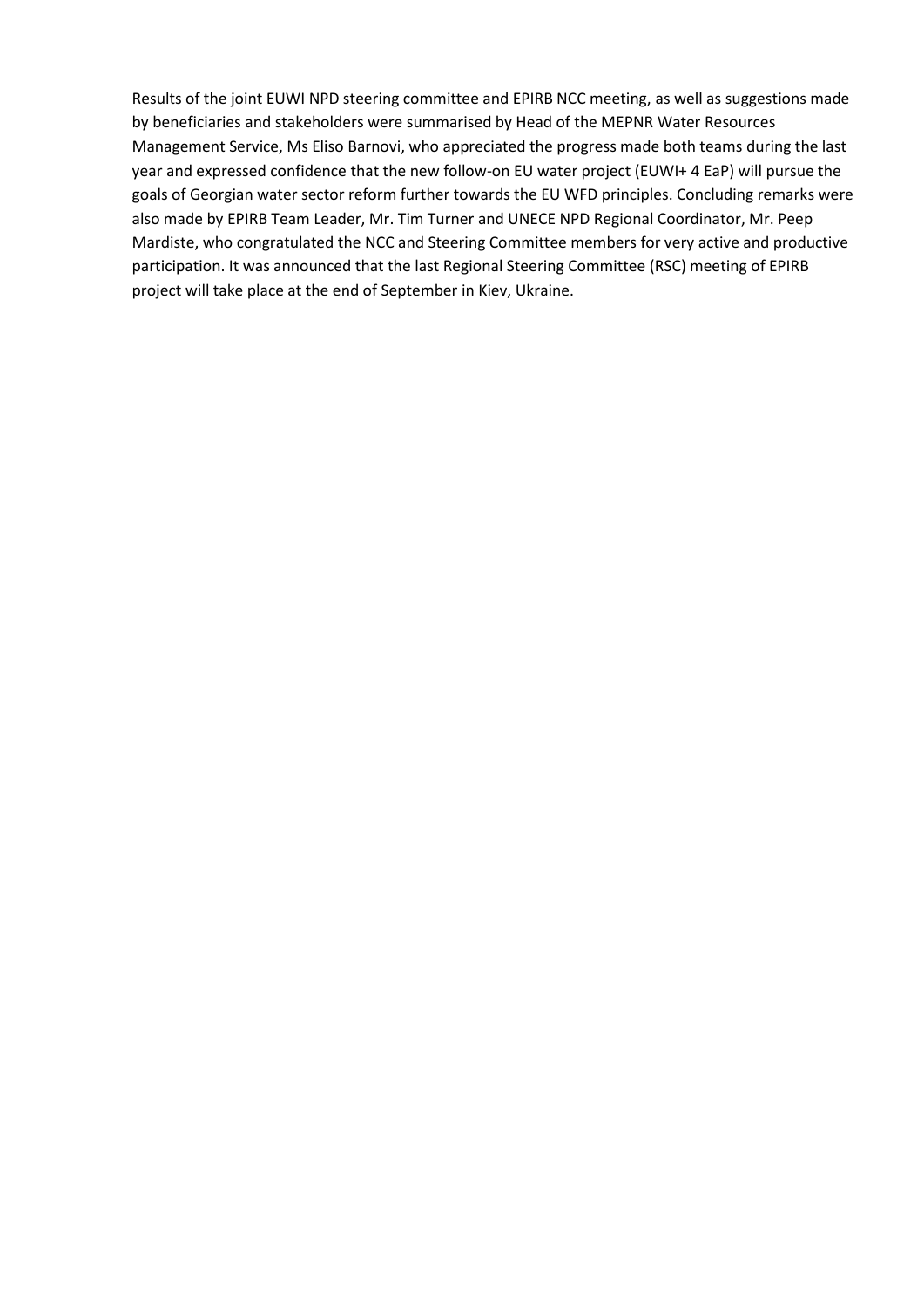Results of the joint EUWI NPD steering committee and EPIRB NCC meeting, as well as suggestions made by beneficiaries and stakeholders were summarised by Head of the MEPNR Water Resources Management Service, Ms Eliso Barnovi, who appreciated the progress made both teams during the last year and expressed confidence that the new follow-on EU water project (EUWI+ 4 EaP) will pursue the goals of Georgian water sector reform further towards the EU WFD principles. Concluding remarks were also made by EPIRB Team Leader, Mr. Tim Turner and UNECE NPD Regional Coordinator, Mr. Peep Mardiste, who congratulated the NCC and Steering Committee members for very active and productive participation. It was announced that the last Regional Steering Committee (RSC) meeting of EPIRB project will take place at the end of September in Kiev, Ukraine.